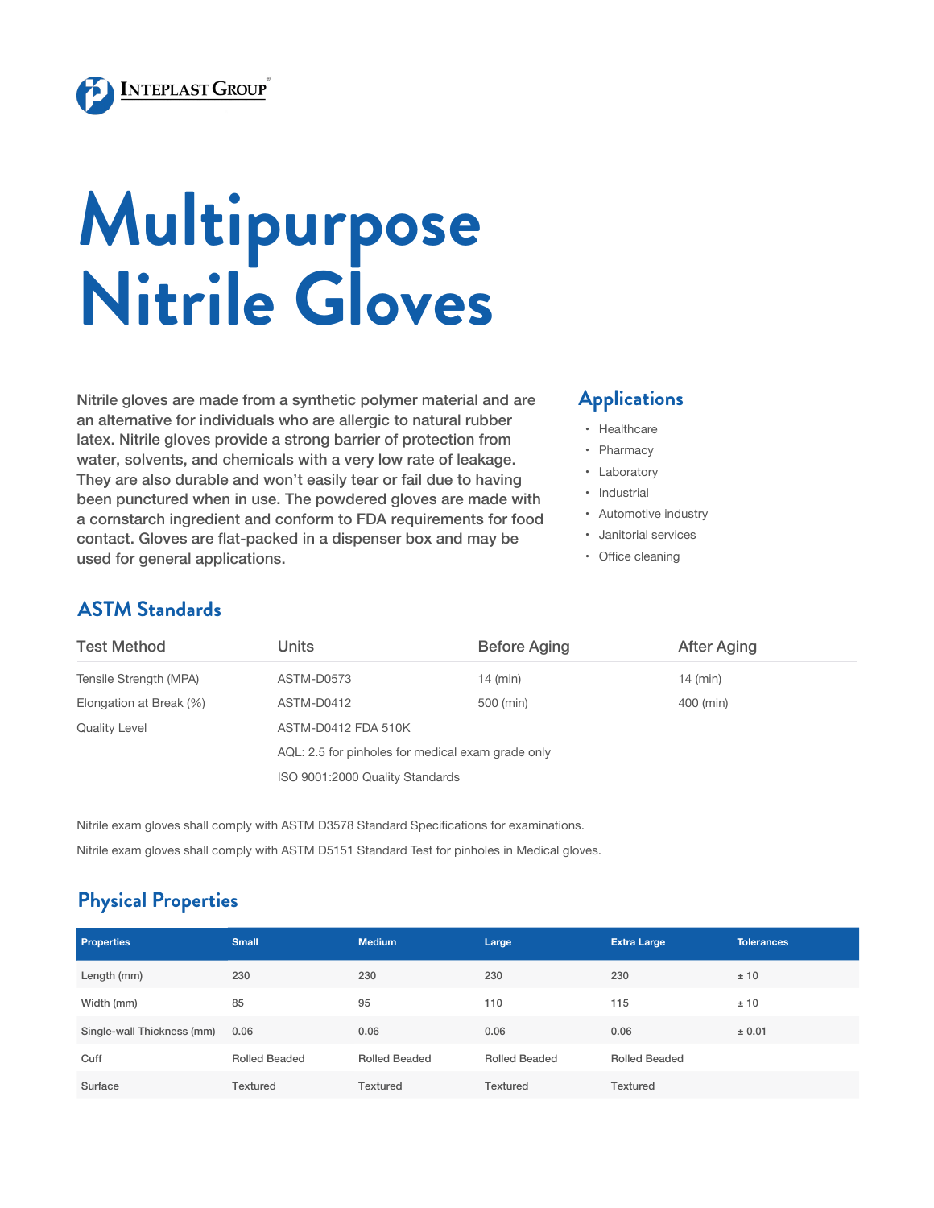Inteplast Group

# Multipurpose Nitrile Gloves

Nitrile gloves are made from a synthetic polymer material and are an alternative for individuals who are allergic to natural rubber latex. Nitrile gloves provide a strong barrier of protection from water, solvents, and chemicals with a very low rate of leakage. They are also durable and won't easily tear or fail due to having been punctured when in use. The powdered gloves are made with a cornstarch ingredient and conform to FDA requirements for food contact. Gloves are flat-packed in a dispenser box and may be used for general applications.

## Applications

- Healthcare
- Pharmacy
- Laboratory
- Industrial
- Automotive industry
- Janitorial services
- Office cleaning

## ASTM Standards

| Test Method | Units | Before Aging | After Aging |
|---|---|---|---|
| Tensile Strength (MPA) | ASTM-D0573 | 14 (min) | 14 (min) |
| Elongation at Break (%) | ASTM-D0412 | 500 (min) | 400 (min) |
| Quality Level | ASTM-D0412 FDA 510K | | |
| | AQL: 2.5 for pinholes for medical exam grade only | | |
| | ISO 9001:2000 Quality Standards | | |

Nitrile exam gloves shall comply with ASTM D3578 Standard Specifications for examinations.

Nitrile exam gloves shall comply with ASTM D5151 Standard Test for pinholes in Medical gloves.

## Physical Properties

| Properties | Small | Medium | Large | Extra Large | Tolerances |
|---|---|---|---|---|---|
| Length (mm) | 230 | 230 | 230 | 230 | ± 10 |
| Width (mm) | 85 | 95 | 110 | 115 | ± 10 |
| Single-wall Thickness (mm) | 0.06 | 0.06 | 0.06 | 0.06 | ± 0.01 |
| Cuff | Rolled Beaded | Rolled Beaded | Rolled Beaded | Rolled Beaded | |
| Surface | Textured | Textured | Textured | Textured | |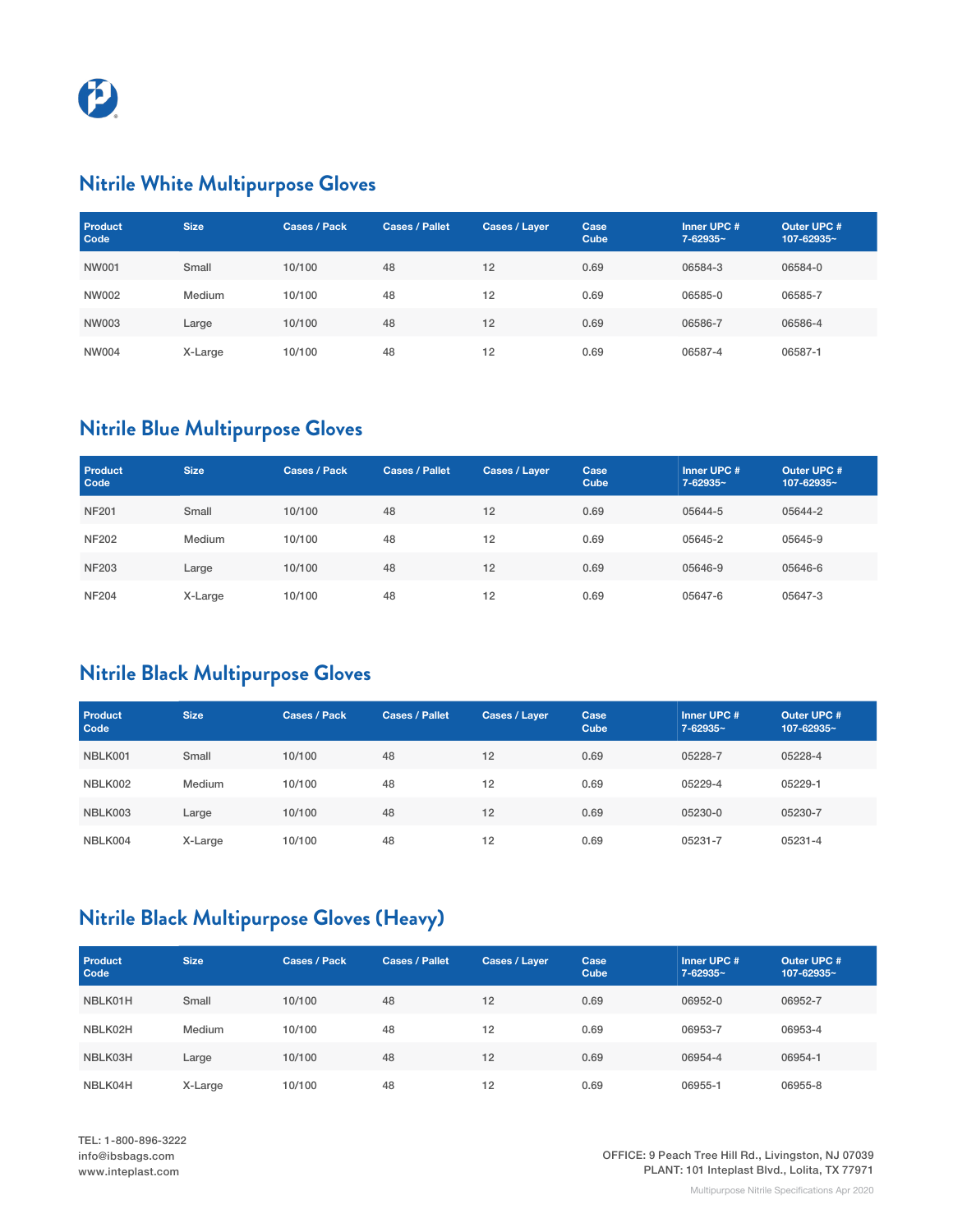## Nitrile White Multipurpose Gloves

| Product Code | Size | Cases / Pack | Cases / Pallet | Cases / Layer | Case Cube | Inner UPC # 7-62935~ | Outer UPC # 107-62935~ |
|---|---|---|---|---|---|---|---|
| NW001 | Small | 10/100 | 48 | 12 | 0.69 | 06584-3 | 06584-0 |
| NW002 | Medium | 10/100 | 48 | 12 | 0.69 | 06585-0 | 06585-7 |
| NW003 | Large | 10/100 | 48 | 12 | 0.69 | 06586-7 | 06586-4 |
| NW004 | X-Large | 10/100 | 48 | 12 | 0.69 | 06587-4 | 06587-1 |

## Nitrile Blue Multipurpose Gloves

| Product Code | Size | Cases / Pack | Cases / Pallet | Cases / Layer | Case Cube | Inner UPC # 7-62935~ | Outer UPC # 107-62935~ |
|---|---|---|---|---|---|---|---|
| NF201 | Small | 10/100 | 48 | 12 | 0.69 | 05644-5 | 05644-2 |
| NF202 | Medium | 10/100 | 48 | 12 | 0.69 | 05645-2 | 05645-9 |
| NF203 | Large | 10/100 | 48 | 12 | 0.69 | 05646-9 | 05646-6 |
| NF204 | X-Large | 10/100 | 48 | 12 | 0.69 | 05647-6 | 05647-3 |

## Nitrile Black Multipurpose Gloves

| Product Code | Size | Cases / Pack | Cases / Pallet | Cases / Layer | Case Cube | Inner UPC # 7-62935~ | Outer UPC # 107-62935~ |
|---|---|---|---|---|---|---|---|
| NBLK001 | Small | 10/100 | 48 | 12 | 0.69 | 05228-7 | 05228-4 |
| NBLK002 | Medium | 10/100 | 48 | 12 | 0.69 | 05229-4 | 05229-1 |
| NBLK003 | Large | 10/100 | 48 | 12 | 0.69 | 05230-0 | 05230-7 |
| NBLK004 | X-Large | 10/100 | 48 | 12 | 0.69 | 05231-7 | 05231-4 |

## Nitrile Black Multipurpose Gloves (Heavy)

| Product Code | Size | Cases / Pack | Cases / Pallet | Cases / Layer | Case Cube | Inner UPC # 7-62935~ | Outer UPC # 107-62935~ |
|---|---|---|---|---|---|---|---|
| NBLK01H | Small | 10/100 | 48 | 12 | 0.69 | 06952-0 | 06952-7 |
| NBLK02H | Medium | 10/100 | 48 | 12 | 0.69 | 06953-7 | 06953-4 |
| NBLK03H | Large | 10/100 | 48 | 12 | 0.69 | 06954-4 | 06954-1 |
| NBLK04H | X-Large | 10/100 | 48 | 12 | 0.69 | 06955-1 | 06955-8 |

TEL: 1-800-896-3222
info@ibsbags.com
www.inteplast.com

OFFICE: 9 Peach Tree Hill Rd., Livingston, NJ 07039
PLANT: 101 Inteplast Blvd., Lolita, TX 77971

Multipurpose Nitrile Specifications Apr 2020